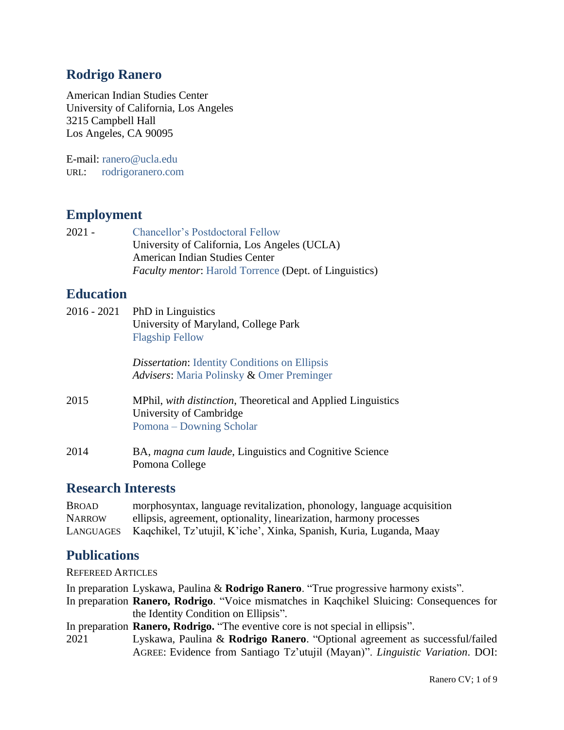# Rodrigo Ranero

American Indian Studies Center
University of California, Los Angeles
3215 Campbell Hall
Los Angeles, CA 90095

E-mail: ranero@ucla.edu
URL: rodrigoranero.com

## Employment

2021 - Chancellor's Postdoctoral Fellow
University of California, Los Angeles (UCLA)
American Indian Studies Center
*Faculty mentor*: Harold Torrence (Dept. of Linguistics)

## Education

2016 - 2021 PhD in Linguistics
University of Maryland, College Park
Flagship Fellow

*Dissertation*: Identity Conditions on Ellipsis
*Advisers*: Maria Polinsky & Omer Preminger

2015 MPhil, *with distinction*, Theoretical and Applied Linguistics
University of Cambridge
Pomona – Downing Scholar

2014 BA, *magna cum laude*, Linguistics and Cognitive Science
Pomona College

## Research Interests

BROAD morphosyntax, language revitalization, phonology, language acquisition
NARROW ellipsis, agreement, optionality, linearization, harmony processes
LANGUAGES Kaqchikel, Tz'utujil, K'iche', Xinka, Spanish, Kuria, Luganda, Maay

## Publications

REFEREED ARTICLES

In preparation Lyskawa, Paulina & **Rodrigo Ranero**. "True progressive harmony exists".
In preparation **Ranero, Rodrigo**. "Voice mismatches in Kaqchikel Sluicing: Consequences for the Identity Condition on Ellipsis".
In preparation **Ranero, Rodrigo.** "The eventive core is not special in ellipsis".
2021 Lyskawa, Paulina & **Rodrigo Ranero**. "Optional agreement as successful/failed AGREE: Evidence from Santiago Tz'utujil (Mayan)". *Linguistic Variation*. DOI: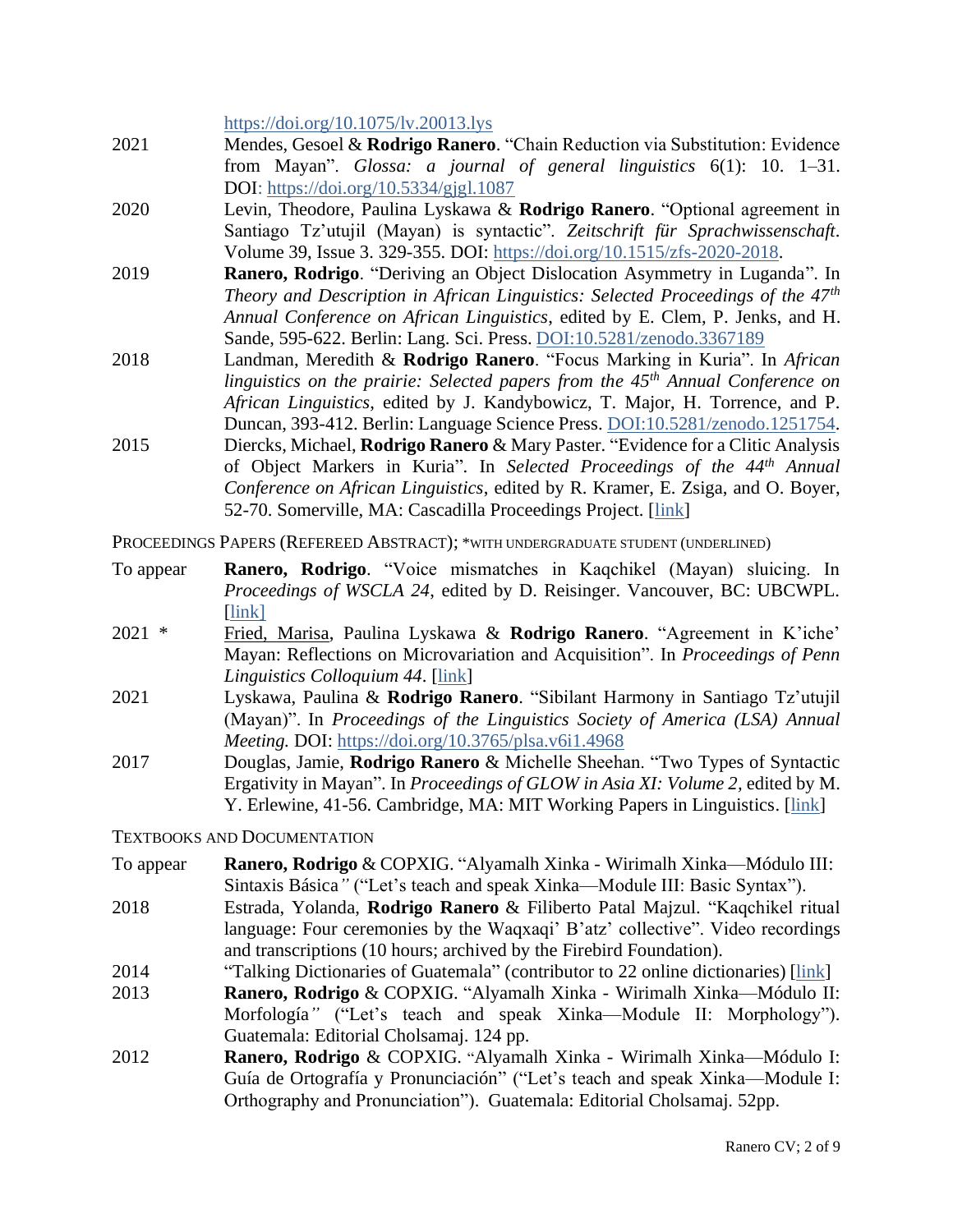https://doi.org/10.1075/lv.20013.lys

2021 Mendes, Gesoel & **Rodrigo Ranero**. "Chain Reduction via Substitution: Evidence from Mayan". *Glossa: a journal of general linguistics* 6(1): 10. 1–31. DOI: https://doi.org/10.5334/gjgl.1087

2020 Levin, Theodore, Paulina Lyskawa & **Rodrigo Ranero**. "Optional agreement in Santiago Tz'utujil (Mayan) is syntactic". *Zeitschrift für Sprachwissenschaft*. Volume 39, Issue 3. 329-355. DOI: https://doi.org/10.1515/zfs-2020-2018.

2019 **Ranero, Rodrigo**. "Deriving an Object Dislocation Asymmetry in Luganda". In *Theory and Description in African Linguistics: Selected Proceedings of the 47th Annual Conference on African Linguistics*, edited by E. Clem, P. Jenks, and H. Sande, 595-622. Berlin: Lang. Sci. Press. DOI:10.5281/zenodo.3367189

2018 Landman, Meredith & **Rodrigo Ranero**. "Focus Marking in Kuria". In *African linguistics on the prairie: Selected papers from the 45th Annual Conference on African Linguistics*, edited by J. Kandybowicz, T. Major, H. Torrence, and P. Duncan, 393-412. Berlin: Language Science Press. DOI:10.5281/zenodo.1251754.

2015 Diercks, Michael, **Rodrigo Ranero** & Mary Paster. "Evidence for a Clitic Analysis of Object Markers in Kuria". In *Selected Proceedings of the 44th Annual Conference on African Linguistics*, edited by R. Kramer, E. Zsiga, and O. Boyer, 52-70. Somerville, MA: Cascadilla Proceedings Project. [link]

PROCEEDINGS PAPERS (REFEREED ABSTRACT); *WITH UNDERGRADUATE STUDENT (UNDERLINED)

To appear **Ranero, Rodrigo**. "Voice mismatches in Kaqchikel (Mayan) sluicing. In *Proceedings of WSCLA 24*, edited by D. Reisinger. Vancouver, BC: UBCWPL. [link]

2021 * Fried, Marisa, Paulina Lyskawa & **Rodrigo Ranero**. "Agreement in K'iche' Mayan: Reflections on Microvariation and Acquisition". In *Proceedings of Penn Linguistics Colloquium 44*. [link]

2021 Lyskawa, Paulina & **Rodrigo Ranero**. "Sibilant Harmony in Santiago Tz'utujil (Mayan)". In *Proceedings of the Linguistics Society of America (LSA) Annual Meeting.* DOI: https://doi.org/10.3765/plsa.v6i1.4968

2017 Douglas, Jamie, **Rodrigo Ranero** & Michelle Sheehan. "Two Types of Syntactic Ergativity in Mayan". In *Proceedings of GLOW in Asia XI: Volume 2*, edited by M. Y. Erlewine, 41-56. Cambridge, MA: MIT Working Papers in Linguistics. [link]

TEXTBOOKS AND DOCUMENTATION

To appear **Ranero, Rodrigo** & COPXIG. "Alyamalh Xinka - Wirimalh Xinka—Módulo III: Sintaxis Básica" ("Let's teach and speak Xinka—Module III: Basic Syntax").

2018 Estrada, Yolanda, **Rodrigo Ranero** & Filiberto Patal Majzul. "Kaqchikel ritual language: Four ceremonies by the Waqxaqi' B'atz' collective". Video recordings and transcriptions (10 hours; archived by the Firebird Foundation).

2014 "Talking Dictionaries of Guatemala" (contributor to 22 online dictionaries) [link]

2013 **Ranero, Rodrigo** & COPXIG. "Alyamalh Xinka - Wirimalh Xinka—Módulo II: Morfología" ("Let's teach and speak Xinka—Module II: Morphology"). Guatemala: Editorial Cholsamaj. 124 pp.

2012 **Ranero, Rodrigo** & COPXIG. "Alyamalh Xinka - Wirimalh Xinka—Módulo I: Guía de Ortografía y Pronunciación" ("Let's teach and speak Xinka—Module I: Orthography and Pronunciation"). Guatemala: Editorial Cholsamaj. 52pp.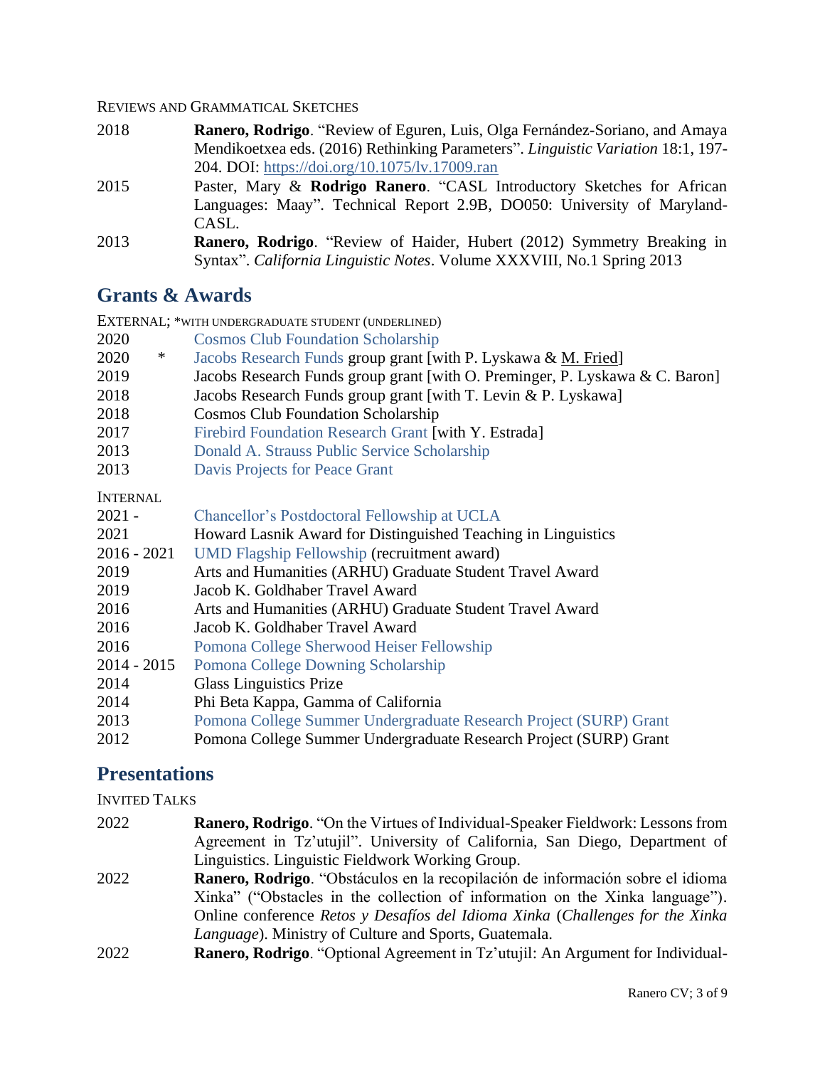REVIEWS AND GRAMMATICAL SKETCHES

2018 **Ranero, Rodrigo**. "Review of Eguren, Luis, Olga Fernández-Soriano, and Amaya Mendikoetxea eds. (2016) Rethinking Parameters". *Linguistic Variation* 18:1, 197-204. DOI: https://doi.org/10.1075/lv.17009.ran

2015 Paster, Mary & **Rodrigo Ranero**. "CASL Introductory Sketches for African Languages: Maay". Technical Report 2.9B, DO050: University of Maryland-CASL.

2013 **Ranero, Rodrigo**. "Review of Haider, Hubert (2012) Symmetry Breaking in Syntax". *California Linguistic Notes*. Volume XXXVIII, No.1 Spring 2013

## Grants & Awards

EXTERNAL; *WITH UNDERGRADUATE STUDENT (UNDERLINED)

2020 Cosmos Club Foundation Scholarship
2020 * Jacobs Research Funds group grant [with P. Lyskawa & M. Fried]
2019 Jacobs Research Funds group grant [with O. Preminger, P. Lyskawa & C. Baron]
2018 Jacobs Research Funds group grant [with T. Levin & P. Lyskawa]
2018 Cosmos Club Foundation Scholarship
2017 Firebird Foundation Research Grant [with Y. Estrada]
2013 Donald A. Strauss Public Service Scholarship
2013 Davis Projects for Peace Grant

INTERNAL

2021 - Chancellor's Postdoctoral Fellowship at UCLA
2021 Howard Lasnik Award for Distinguished Teaching in Linguistics
2016 - 2021 UMD Flagship Fellowship (recruitment award)
2019 Arts and Humanities (ARHU) Graduate Student Travel Award
2019 Jacob K. Goldhaber Travel Award
2016 Arts and Humanities (ARHU) Graduate Student Travel Award
2016 Jacob K. Goldhaber Travel Award
2016 Pomona College Sherwood Heiser Fellowship
2014 - 2015 Pomona College Downing Scholarship
2014 Glass Linguistics Prize
2014 Phi Beta Kappa, Gamma of California
2013 Pomona College Summer Undergraduate Research Project (SURP) Grant
2012 Pomona College Summer Undergraduate Research Project (SURP) Grant

## Presentations

INVITED TALKS

2022 **Ranero, Rodrigo**. "On the Virtues of Individual-Speaker Fieldwork: Lessons from Agreement in Tz'utujil". University of California, San Diego, Department of Linguistics. Linguistic Fieldwork Working Group.

2022 **Ranero, Rodrigo**. "Obstáculos en la recopilación de información sobre el idioma Xinka" ("Obstacles in the collection of information on the Xinka language"). Online conference *Retos y Desafíos del Idioma Xinka* (*Challenges for the Xinka Language*). Ministry of Culture and Sports, Guatemala.

2022 **Ranero, Rodrigo**. "Optional Agreement in Tz'utujil: An Argument for Individual-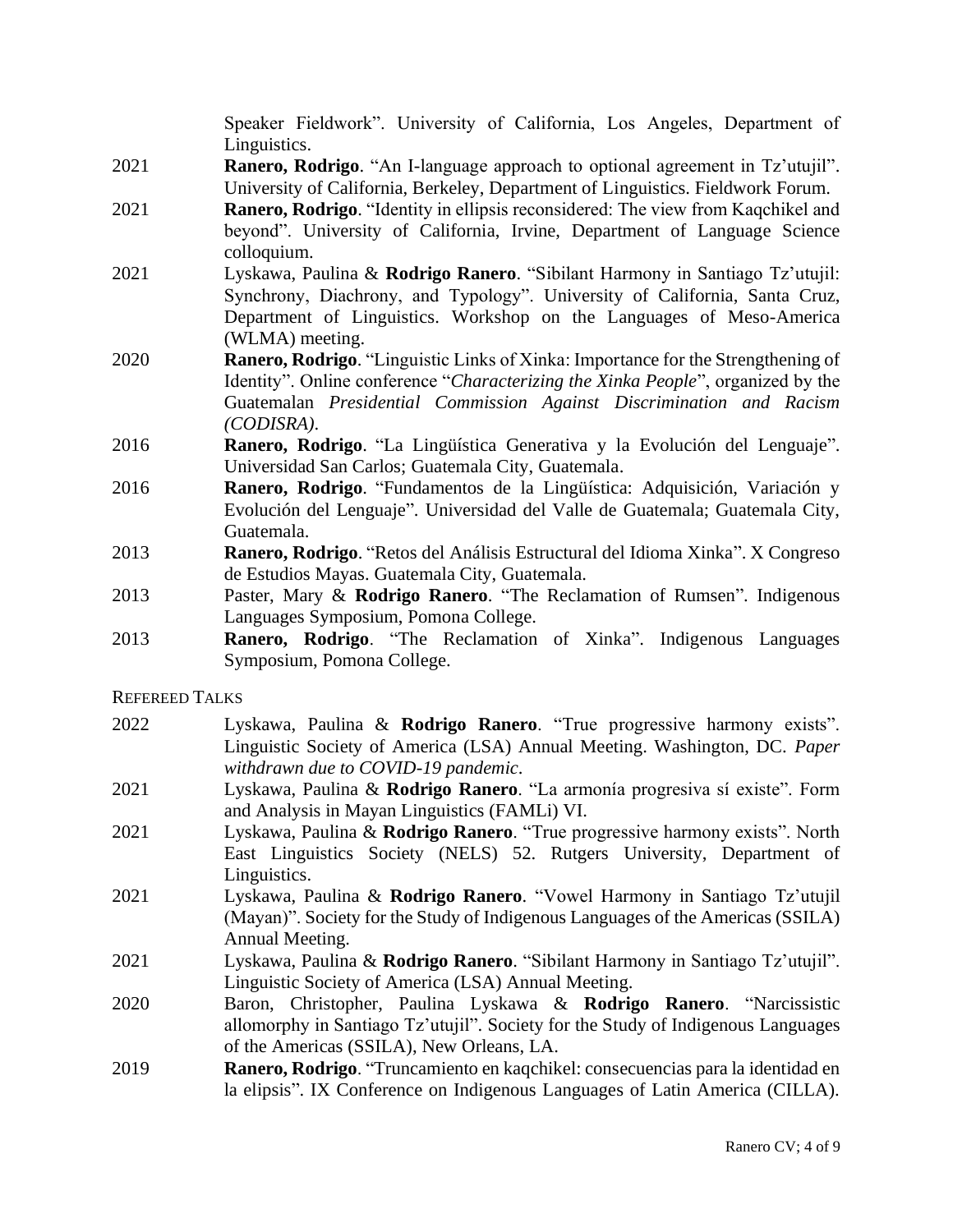Speaker Fieldwork". University of California, Los Angeles, Department of Linguistics.

2021 **Ranero, Rodrigo**. "An I-language approach to optional agreement in Tz'utujil". University of California, Berkeley, Department of Linguistics. Fieldwork Forum.

2021 **Ranero, Rodrigo**. "Identity in ellipsis reconsidered: The view from Kaqchikel and beyond". University of California, Irvine, Department of Language Science colloquium.

2021 Lyskawa, Paulina & **Rodrigo Ranero**. "Sibilant Harmony in Santiago Tz'utujil: Synchrony, Diachrony, and Typology". University of California, Santa Cruz, Department of Linguistics. Workshop on the Languages of Meso-America (WLMA) meeting.

2020 **Ranero, Rodrigo**. "Linguistic Links of Xinka: Importance for the Strengthening of Identity". Online conference "*Characterizing the Xinka People*", organized by the Guatemalan *Presidential Commission Against Discrimination and Racism (CODISRA)*.

2016 **Ranero, Rodrigo**. "La Lingüística Generativa y la Evolución del Lenguaje". Universidad San Carlos; Guatemala City, Guatemala.

2016 **Ranero, Rodrigo**. "Fundamentos de la Lingüística: Adquisición, Variación y Evolución del Lenguaje". Universidad del Valle de Guatemala; Guatemala City, Guatemala.

2013 **Ranero, Rodrigo**. "Retos del Análisis Estructural del Idioma Xinka". X Congreso de Estudios Mayas. Guatemala City, Guatemala.

2013 Paster, Mary & **Rodrigo Ranero**. "The Reclamation of Rumsen". Indigenous Languages Symposium, Pomona College.

2013 **Ranero, Rodrigo**. "The Reclamation of Xinka". Indigenous Languages Symposium, Pomona College.

REFEREED TALKS

2022 Lyskawa, Paulina & **Rodrigo Ranero**. "True progressive harmony exists". Linguistic Society of America (LSA) Annual Meeting. Washington, DC. *Paper withdrawn due to COVID-19 pandemic*.

2021 Lyskawa, Paulina & **Rodrigo Ranero**. "La armonía progresiva sí existe". Form and Analysis in Mayan Linguistics (FAMLi) VI.

2021 Lyskawa, Paulina & **Rodrigo Ranero**. "True progressive harmony exists". North East Linguistics Society (NELS) 52. Rutgers University, Department of Linguistics.

2021 Lyskawa, Paulina & **Rodrigo Ranero**. "Vowel Harmony in Santiago Tz'utujil (Mayan)". Society for the Study of Indigenous Languages of the Americas (SSILA) Annual Meeting.

2021 Lyskawa, Paulina & **Rodrigo Ranero**. "Sibilant Harmony in Santiago Tz'utujil". Linguistic Society of America (LSA) Annual Meeting.

2020 Baron, Christopher, Paulina Lyskawa & **Rodrigo Ranero**. "Narcissistic allomorphy in Santiago Tz'utujil". Society for the Study of Indigenous Languages of the Americas (SSILA), New Orleans, LA.

2019 **Ranero, Rodrigo**. "Truncamiento en kaqchikel: consecuencias para la identidad en la elipsis". IX Conference on Indigenous Languages of Latin America (CILLA).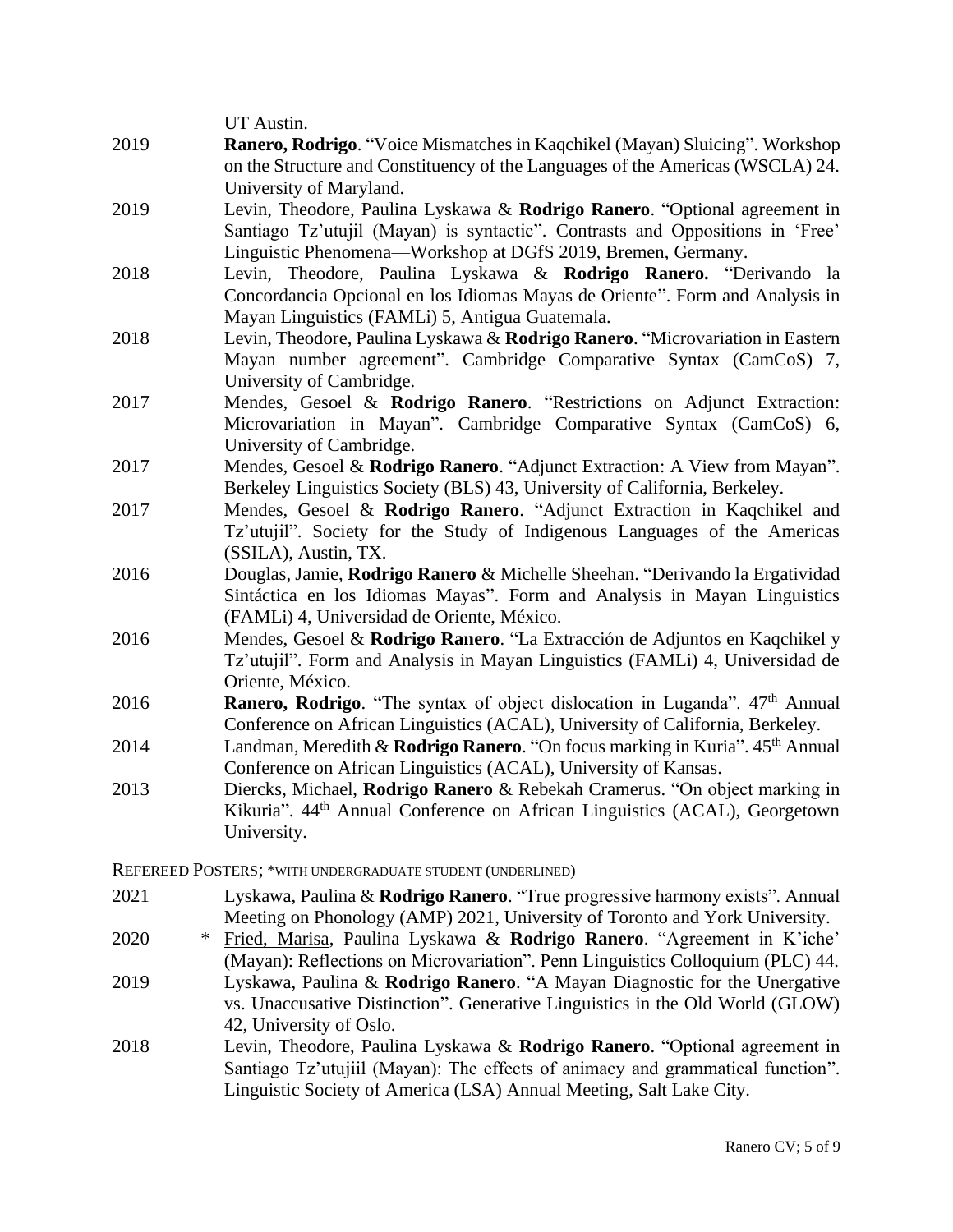UT Austin.

2019 **Ranero, Rodrigo**. "Voice Mismatches in Kaqchikel (Mayan) Sluicing". Workshop on the Structure and Constituency of the Languages of the Americas (WSCLA) 24. University of Maryland.

2019 Levin, Theodore, Paulina Lyskawa & **Rodrigo Ranero**. "Optional agreement in Santiago Tz'utujil (Mayan) is syntactic". Contrasts and Oppositions in 'Free' Linguistic Phenomena—Workshop at DGfS 2019, Bremen, Germany.

2018 Levin, Theodore, Paulina Lyskawa & **Rodrigo Ranero.** "Derivando la Concordancia Opcional en los Idiomas Mayas de Oriente". Form and Analysis in Mayan Linguistics (FAMLi) 5, Antigua Guatemala.

2018 Levin, Theodore, Paulina Lyskawa & **Rodrigo Ranero**. "Microvariation in Eastern Mayan number agreement". Cambridge Comparative Syntax (CamCoS) 7, University of Cambridge.

2017 Mendes, Gesoel & **Rodrigo Ranero**. "Restrictions on Adjunct Extraction: Microvariation in Mayan". Cambridge Comparative Syntax (CamCoS) 6, University of Cambridge.

2017 Mendes, Gesoel & **Rodrigo Ranero**. "Adjunct Extraction: A View from Mayan". Berkeley Linguistics Society (BLS) 43, University of California, Berkeley.

2017 Mendes, Gesoel & **Rodrigo Ranero**. "Adjunct Extraction in Kaqchikel and Tz'utujil". Society for the Study of Indigenous Languages of the Americas (SSILA), Austin, TX.

2016 Douglas, Jamie, **Rodrigo Ranero** & Michelle Sheehan. "Derivando la Ergatividad Sintáctica en los Idiomas Mayas". Form and Analysis in Mayan Linguistics (FAMLi) 4, Universidad de Oriente, México.

2016 Mendes, Gesoel & **Rodrigo Ranero**. "La Extracción de Adjuntos en Kaqchikel y Tz'utujil". Form and Analysis in Mayan Linguistics (FAMLi) 4, Universidad de Oriente, México.

2016 **Ranero, Rodrigo**. "The syntax of object dislocation in Luganda". 47th Annual Conference on African Linguistics (ACAL), University of California, Berkeley.

2014 Landman, Meredith & **Rodrigo Ranero**. "On focus marking in Kuria". 45th Annual Conference on African Linguistics (ACAL), University of Kansas.

2013 Diercks, Michael, **Rodrigo Ranero** & Rebekah Cramerus. "On object marking in Kikuria". 44th Annual Conference on African Linguistics (ACAL), Georgetown University.

REFEREED POSTERS; *WITH UNDERGRADUATE STUDENT (UNDERLINED)

2021 Lyskawa, Paulina & **Rodrigo Ranero**. "True progressive harmony exists". Annual Meeting on Phonology (AMP) 2021, University of Toronto and York University.

2020 * <u>Fried, Marisa</u>, Paulina Lyskawa & **Rodrigo Ranero**. "Agreement in K'iche' (Mayan): Reflections on Microvariation". Penn Linguistics Colloquium (PLC) 44.

2019 Lyskawa, Paulina & **Rodrigo Ranero**. "A Mayan Diagnostic for the Unergative vs. Unaccusative Distinction". Generative Linguistics in the Old World (GLOW) 42, University of Oslo.

2018 Levin, Theodore, Paulina Lyskawa & **Rodrigo Ranero**. "Optional agreement in Santiago Tz'utujiil (Mayan): The effects of animacy and grammatical function". Linguistic Society of America (LSA) Annual Meeting, Salt Lake City.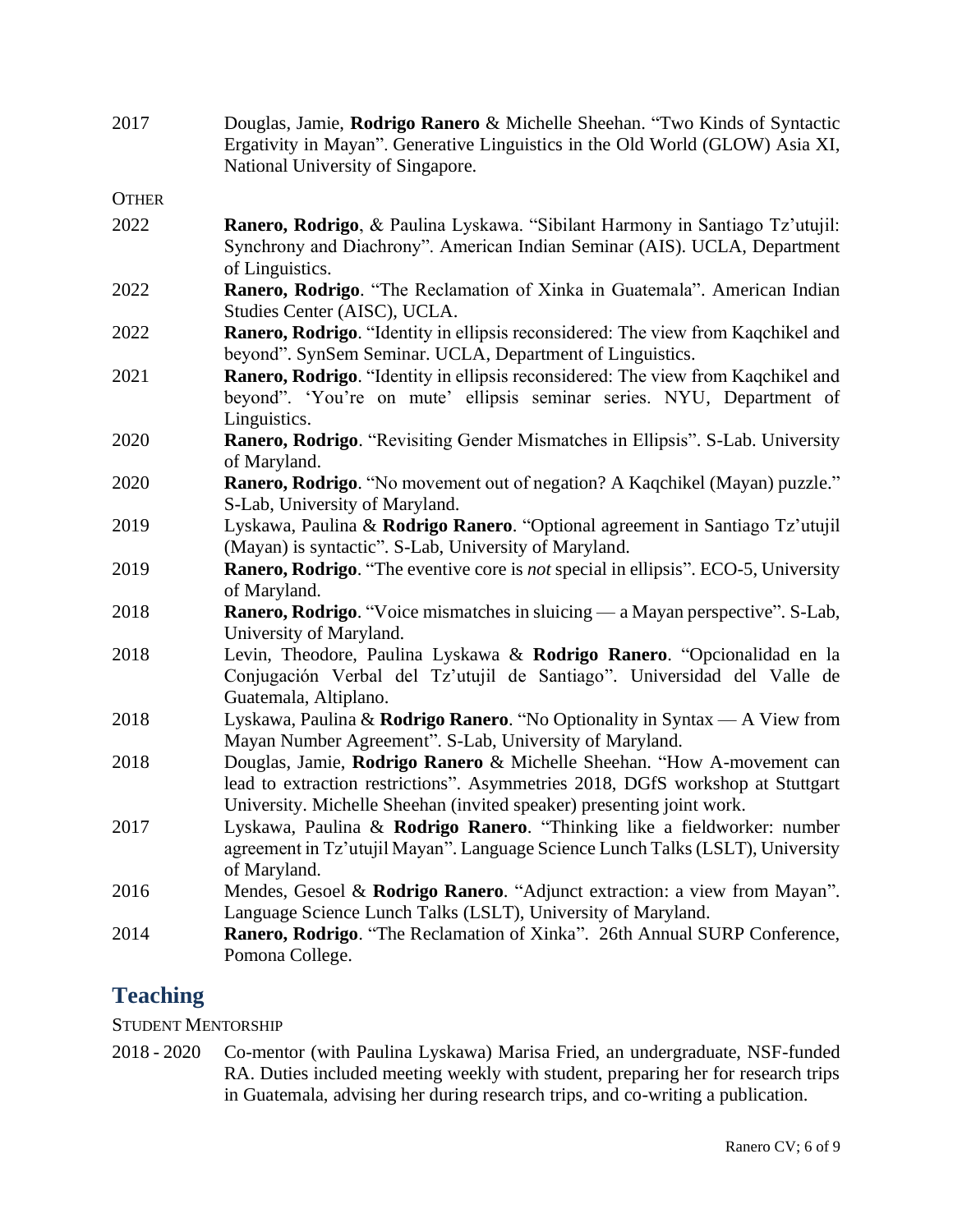2017 Douglas, Jamie, **Rodrigo Ranero** & Michelle Sheehan. "Two Kinds of Syntactic Ergativity in Mayan". Generative Linguistics in the Old World (GLOW) Asia XI, National University of Singapore.

OTHER

2022 **Ranero, Rodrigo**, & Paulina Lyskawa. "Sibilant Harmony in Santiago Tz'utujil: Synchrony and Diachrony". American Indian Seminar (AIS). UCLA, Department of Linguistics.

2022 **Ranero, Rodrigo**. "The Reclamation of Xinka in Guatemala". American Indian Studies Center (AISC), UCLA.

2022 **Ranero, Rodrigo**. "Identity in ellipsis reconsidered: The view from Kaqchikel and beyond". SynSem Seminar. UCLA, Department of Linguistics.

2021 **Ranero, Rodrigo**. "Identity in ellipsis reconsidered: The view from Kaqchikel and beyond". 'You're on mute' ellipsis seminar series. NYU, Department of Linguistics.

2020 **Ranero, Rodrigo**. "Revisiting Gender Mismatches in Ellipsis". S-Lab. University of Maryland.

2020 **Ranero, Rodrigo**. "No movement out of negation? A Kaqchikel (Mayan) puzzle." S-Lab, University of Maryland.

2019 Lyskawa, Paulina & **Rodrigo Ranero**. "Optional agreement in Santiago Tz'utujil (Mayan) is syntactic". S-Lab, University of Maryland.

2019 **Ranero, Rodrigo**. "The eventive core is *not* special in ellipsis". ECO-5, University of Maryland.

2018 **Ranero, Rodrigo**. "Voice mismatches in sluicing — a Mayan perspective". S-Lab, University of Maryland.

2018 Levin, Theodore, Paulina Lyskawa & **Rodrigo Ranero**. "Opcionalidad en la Conjugación Verbal del Tz'utujil de Santiago". Universidad del Valle de Guatemala, Altiplano.

2018 Lyskawa, Paulina & **Rodrigo Ranero**. "No Optionality in Syntax — A View from Mayan Number Agreement". S-Lab, University of Maryland.

2018 Douglas, Jamie, **Rodrigo Ranero** & Michelle Sheehan. "How A-movement can lead to extraction restrictions". Asymmetries 2018, DGfS workshop at Stuttgart University. Michelle Sheehan (invited speaker) presenting joint work.

2017 Lyskawa, Paulina & **Rodrigo Ranero**. "Thinking like a fieldworker: number agreement in Tz'utujil Mayan". Language Science Lunch Talks (LSLT), University of Maryland.

2016 Mendes, Gesoel & **Rodrigo Ranero**. "Adjunct extraction: a view from Mayan". Language Science Lunch Talks (LSLT), University of Maryland.

2014 **Ranero, Rodrigo**. "The Reclamation of Xinka". 26th Annual SURP Conference, Pomona College.

## Teaching

STUDENT MENTORSHIP

2018 - 2020 Co-mentor (with Paulina Lyskawa) Marisa Fried, an undergraduate, NSF-funded RA. Duties included meeting weekly with student, preparing her for research trips in Guatemala, advising her during research trips, and co-writing a publication.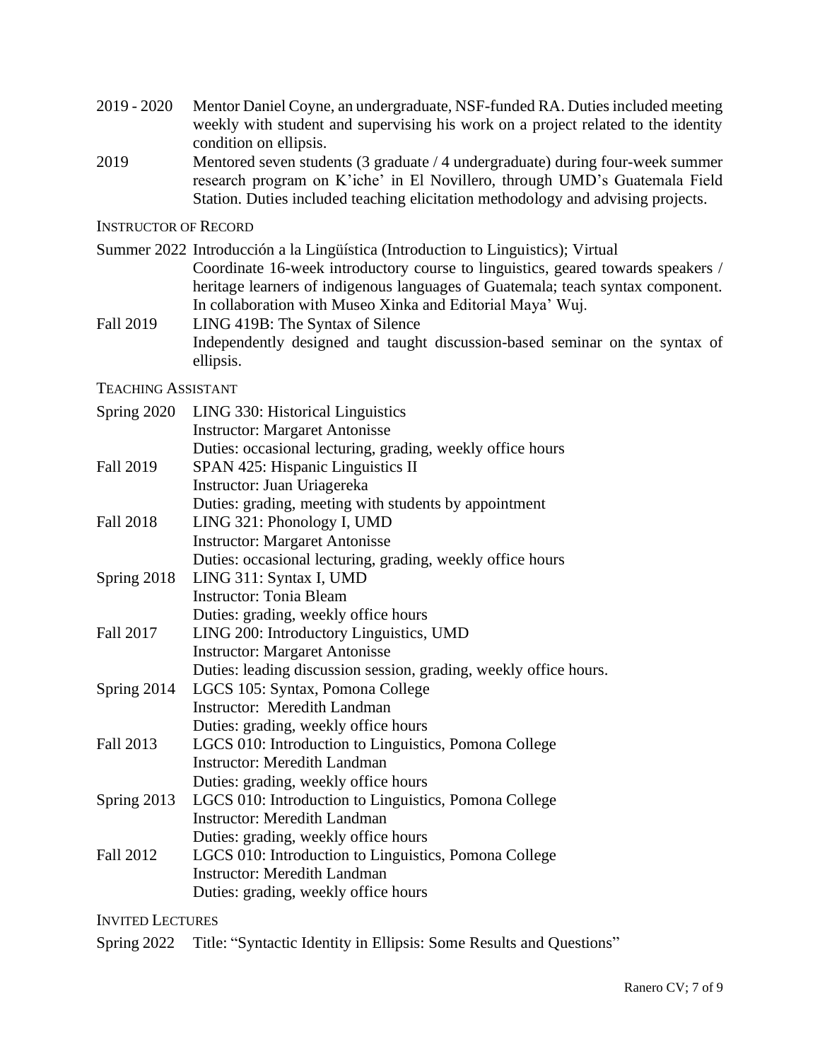2019 - 2020 Mentor Daniel Coyne, an undergraduate, NSF-funded RA. Duties included meeting weekly with student and supervising his work on a project related to the identity condition on ellipsis.

2019 Mentored seven students (3 graduate / 4 undergraduate) during four-week summer research program on K'iche' in El Novillero, through UMD's Guatemala Field Station. Duties included teaching elicitation methodology and advising projects.

### INSTRUCTOR OF RECORD

Summer 2022 Introducción a la Lingüística (Introduction to Linguistics); Virtual
Coordinate 16-week introductory course to linguistics, geared towards speakers / heritage learners of indigenous languages of Guatemala; teach syntax component. In collaboration with Museo Xinka and Editorial Maya' Wuj.

Fall 2019 LING 419B: The Syntax of Silence
Independently designed and taught discussion-based seminar on the syntax of ellipsis.

### TEACHING ASSISTANT

Spring 2020 LING 330: Historical Linguistics
Instructor: Margaret Antonisse
Duties: occasional lecturing, grading, weekly office hours

Fall 2019 SPAN 425: Hispanic Linguistics II
Instructor: Juan Uriagereka
Duties: grading, meeting with students by appointment

Fall 2018 LING 321: Phonology I, UMD
Instructor: Margaret Antonisse
Duties: occasional lecturing, grading, weekly office hours

Spring 2018 LING 311: Syntax I, UMD
Instructor: Tonia Bleam
Duties: grading, weekly office hours

Fall 2017 LING 200: Introductory Linguistics, UMD
Instructor: Margaret Antonisse
Duties: leading discussion session, grading, weekly office hours.

Spring 2014 LGCS 105: Syntax, Pomona College
Instructor: Meredith Landman
Duties: grading, weekly office hours

Fall 2013 LGCS 010: Introduction to Linguistics, Pomona College
Instructor: Meredith Landman
Duties: grading, weekly office hours

Spring 2013 LGCS 010: Introduction to Linguistics, Pomona College
Instructor: Meredith Landman
Duties: grading, weekly office hours

Fall 2012 LGCS 010: Introduction to Linguistics, Pomona College
Instructor: Meredith Landman
Duties: grading, weekly office hours

### INVITED LECTURES

Spring 2022 Title: "Syntactic Identity in Ellipsis: Some Results and Questions"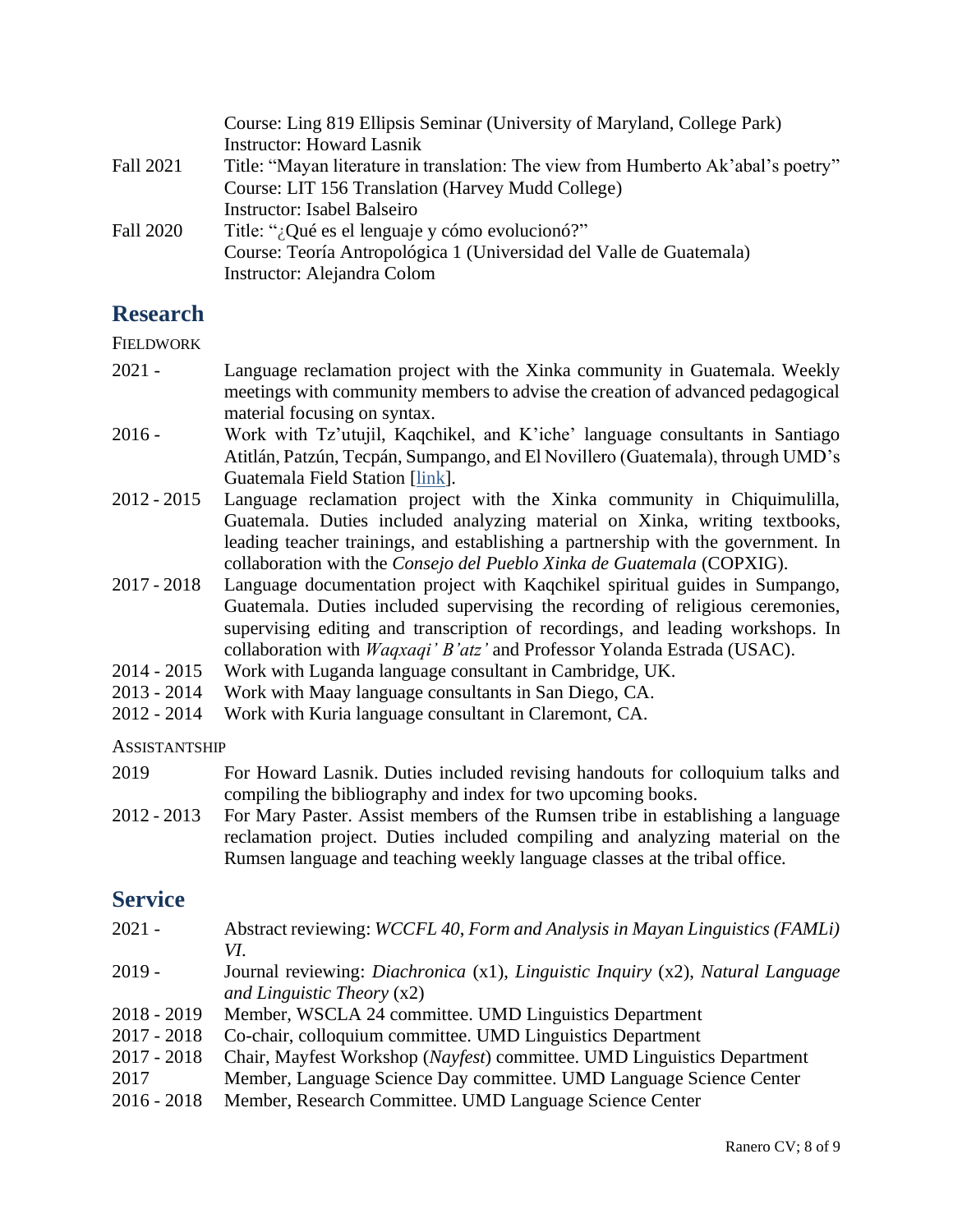Course: Ling 819 Ellipsis Seminar (University of Maryland, College Park)
Instructor: Howard Lasnik

Fall 2021 Title: "Mayan literature in translation: The view from Humberto Ak'abal's poetry"
Course: LIT 156 Translation (Harvey Mudd College)
Instructor: Isabel Balseiro

Fall 2020 Title: "¿Qué es el lenguaje y cómo evolucionó?"
Course: Teoría Antropológica 1 (Universidad del Valle de Guatemala)
Instructor: Alejandra Colom

## Research

FIELDWORK

2021 - Language reclamation project with the Xinka community in Guatemala. Weekly meetings with community members to advise the creation of advanced pedagogical material focusing on syntax.

2016 - Work with Tz'utujil, Kaqchikel, and K'iche' language consultants in Santiago Atitlán, Patzún, Tecpán, Sumpango, and El Novillero (Guatemala), through UMD's Guatemala Field Station [link].

2012 - 2015 Language reclamation project with the Xinka community in Chiquimulilla, Guatemala. Duties included analyzing material on Xinka, writing textbooks, leading teacher trainings, and establishing a partnership with the government. In collaboration with the *Consejo del Pueblo Xinka de Guatemala* (COPXIG).

2017 - 2018 Language documentation project with Kaqchikel spiritual guides in Sumpango, Guatemala. Duties included supervising the recording of religious ceremonies, supervising editing and transcription of recordings, and leading workshops. In collaboration with *Waqxaqi' B'atz'* and Professor Yolanda Estrada (USAC).

2014 - 2015 Work with Luganda language consultant in Cambridge, UK.

2013 - 2014 Work with Maay language consultants in San Diego, CA.

2012 - 2014 Work with Kuria language consultant in Claremont, CA.

ASSISTANTSHIP

2019 For Howard Lasnik. Duties included revising handouts for colloquium talks and compiling the bibliography and index for two upcoming books.

2012 - 2013 For Mary Paster. Assist members of the Rumsen tribe in establishing a language reclamation project. Duties included compiling and analyzing material on the Rumsen language and teaching weekly language classes at the tribal office.

## Service

2021 - Abstract reviewing: *WCCFL 40*, *Form and Analysis in Mayan Linguistics (FAMLi) VI*.

2019 - Journal reviewing: *Diachronica* (x1), *Linguistic Inquiry* (x2), *Natural Language and Linguistic Theory* (x2)

2018 - 2019 Member, WSCLA 24 committee. UMD Linguistics Department

2017 - 2018 Co-chair, colloquium committee. UMD Linguistics Department

2017 - 2018 Chair, Mayfest Workshop (*Nayfest*) committee. UMD Linguistics Department

2017 Member, Language Science Day committee. UMD Language Science Center

2016 - 2018 Member, Research Committee. UMD Language Science Center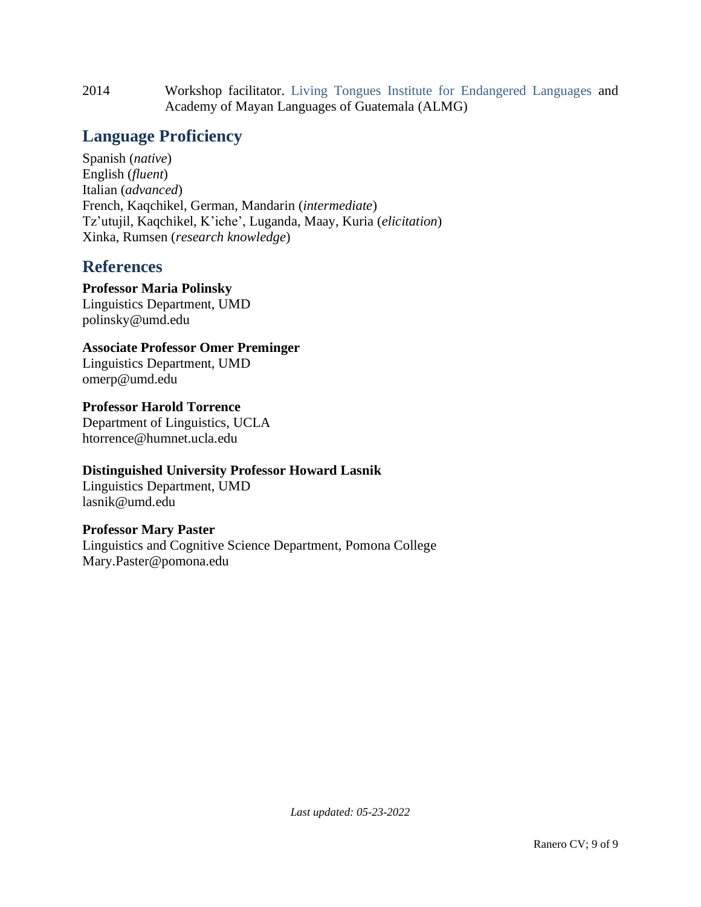2014 Workshop facilitator. Living Tongues Institute for Endangered Languages and Academy of Mayan Languages of Guatemala (ALMG)

## Language Proficiency

Spanish (*native*)
English (*fluent*)
Italian (*advanced*)
French, Kaqchikel, German, Mandarin (*intermediate*)
Tz'utujil, Kaqchikel, K'iche', Luganda, Maay, Kuria (*elicitation*)
Xinka, Rumsen (*research knowledge*)

## References

**Professor Maria Polinsky**
Linguistics Department, UMD
polinsky@umd.edu

**Associate Professor Omer Preminger**
Linguistics Department, UMD
omerp@umd.edu

**Professor Harold Torrence**
Department of Linguistics, UCLA
htorrence@humnet.ucla.edu

**Distinguished University Professor Howard Lasnik**
Linguistics Department, UMD
lasnik@umd.edu

**Professor Mary Paster**
Linguistics and Cognitive Science Department, Pomona College
Mary.Paster@pomona.edu

*Last updated: 05-23-2022*